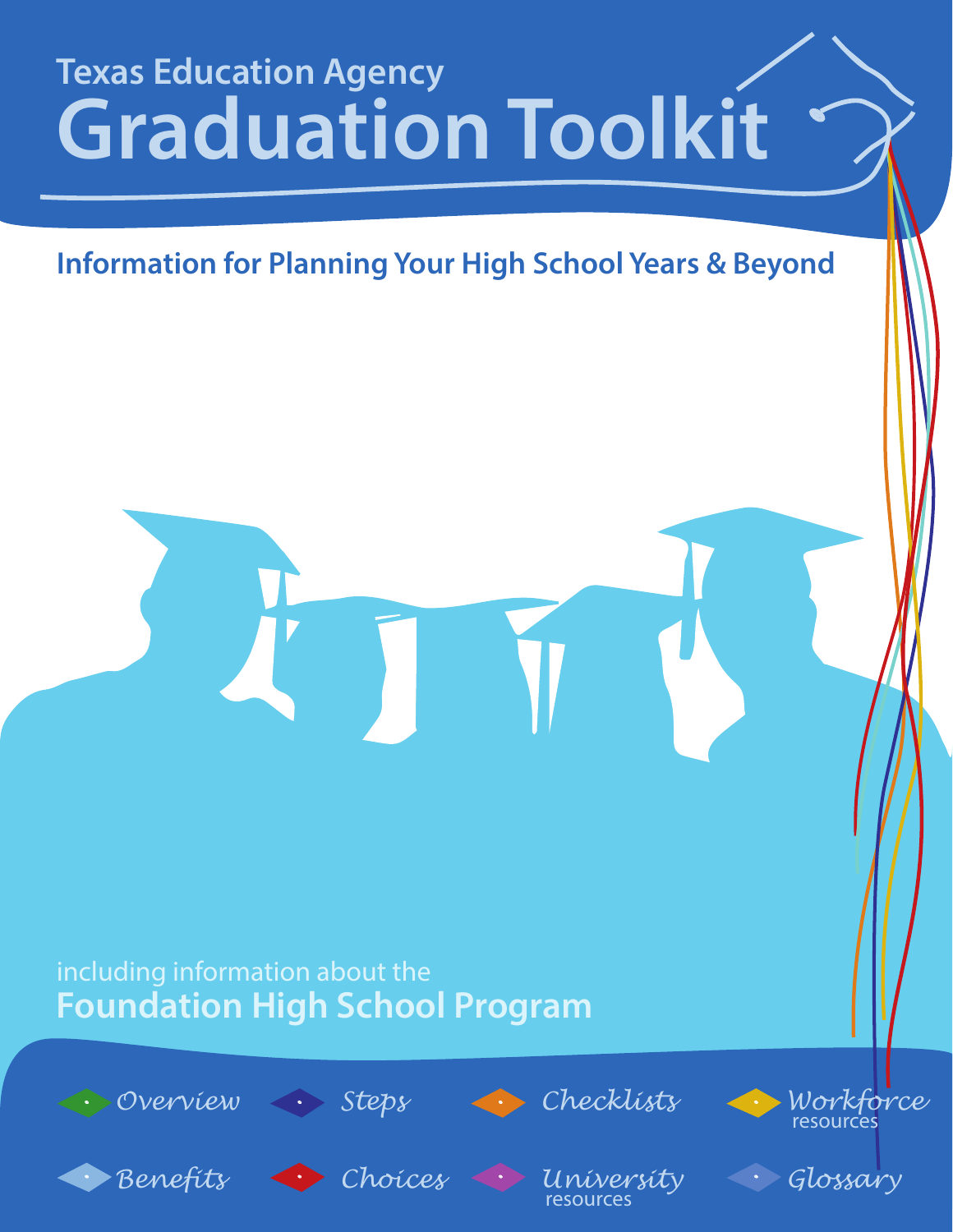Texas Education Agency

# Graduation Toolkit

## Information for Planning Your High School Years & Beyond

including information about the

**Foundation High School Program**

- *Overview*
- *Steps*
- *Checklists*
- *Workforce* resources
- *Benefits*
- *Choices*
- *University* resources
- *Glossary*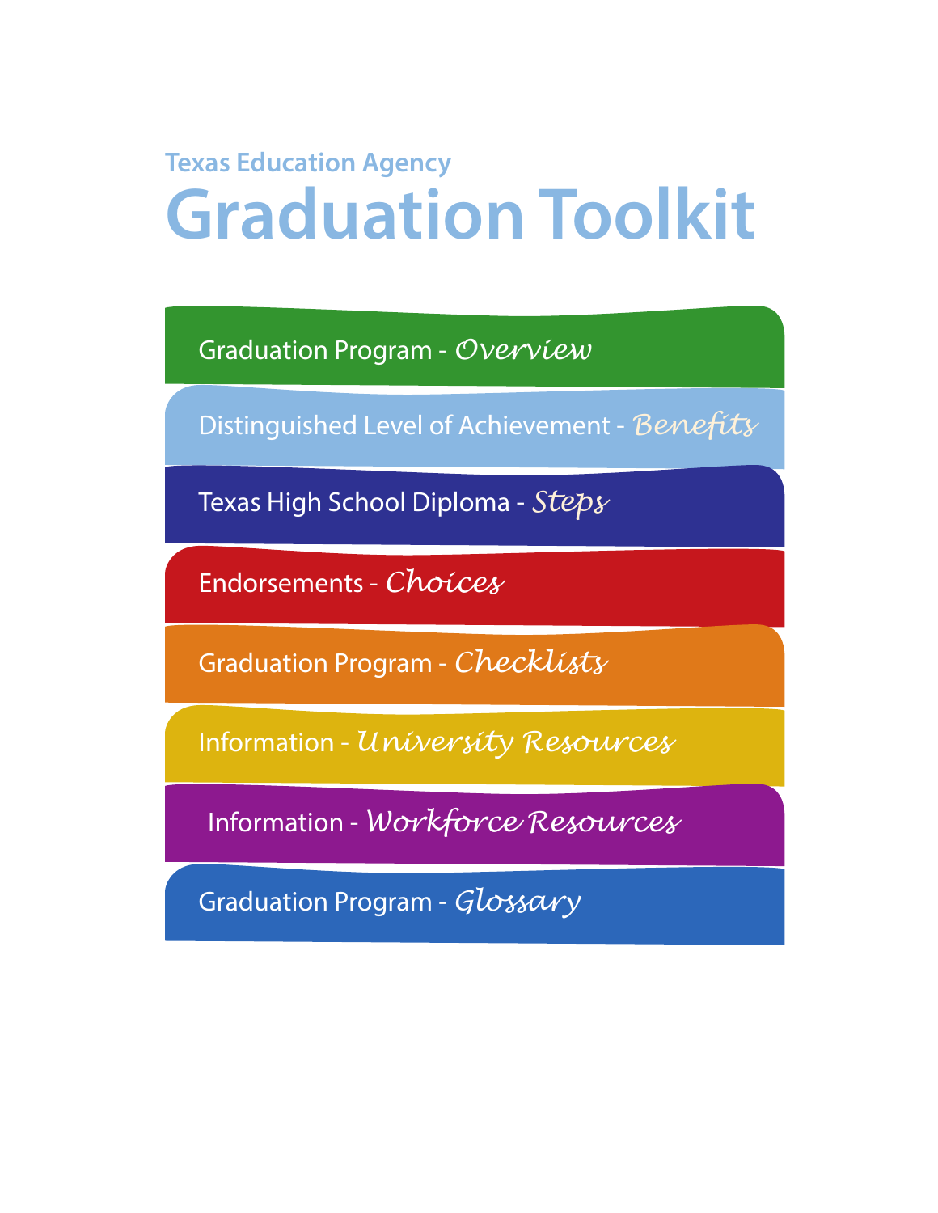Texas Education Agency

# Graduation Toolkit

- Graduation Program - *Overview*
- Distinguished Level of Achievement - *Benefits*
- Texas High School Diploma - *Steps*
- Endorsements - *Choices*
- Graduation Program - *Checklists*
- Information - *University Resources*
- Information - *Workforce Resources*
- Graduation Program - *Glossary*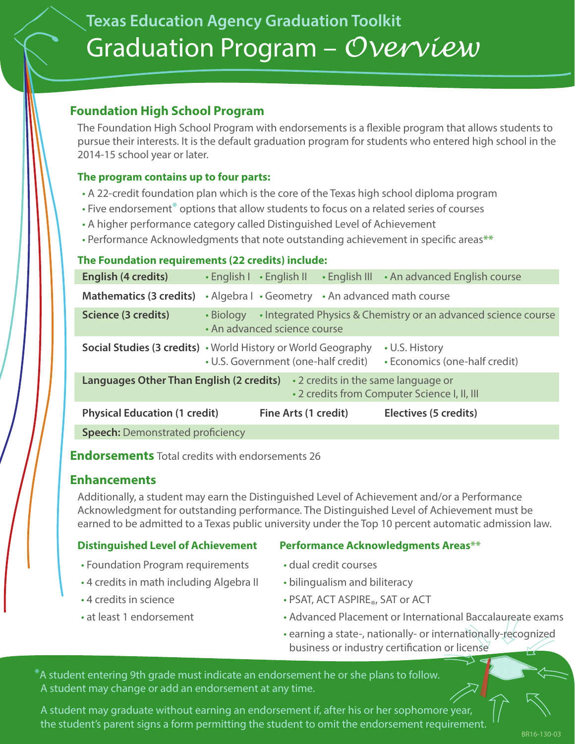## Texas Education Agency Graduation Toolkit

# Graduation Program – *Overview*

## Foundation High School Program

The Foundation High School Program with endorsements is a flexible program that allows students to pursue their interests. It is the default graduation program for students who entered high school in the 2014-15 school year or later.

### The program contains up to four parts:

- A 22-credit foundation plan which is the core of the Texas high school diploma program
- Five endorsement* options that allow students to focus on a related series of courses
- A higher performance category called Distinguished Level of Achievement
- Performance Acknowledgments that note outstanding achievement in specific areas**

### The Foundation requirements (22 credits) include:

| | |
|---|---|
| **English (4 credits)** | • English I • English II • English III • An advanced English course |
| **Mathematics (3 credits)** | • Algebra I • Geometry • An advanced math course |
| **Science (3 credits)** | • Biology • Integrated Physics & Chemistry or an advanced science course • An advanced science course |
| **Social Studies (3 credits)** | • World History or World Geography • U.S. History • U.S. Government (one-half credit) • Economics (one-half credit) |
| **Languages Other Than English (2 credits)** | • 2 credits in the same language or • 2 credits from Computer Science I, II, III |
| **Physical Education (1 credit)** | **Fine Arts (1 credit)** **Electives (5 credits)** |
| **Speech:** Demonstrated proficiency | |

## Endorsements

Total credits with endorsements 26

## Enhancements

Additionally, a student may earn the Distinguished Level of Achievement and/or a Performance Acknowledgment for outstanding performance. The Distinguished Level of Achievement must be earned to be admitted to a Texas public university under the Top 10 percent automatic admission law.

### Distinguished Level of Achievement

- Foundation Program requirements
- 4 credits in math including Algebra II
- 4 credits in science
- at least 1 endorsement

### Performance Acknowledgments Areas**

- dual credit courses
- bilingualism and biliteracy
- PSAT, ACT ASPIRE®, SAT or ACT
- Advanced Placement or International Baccalaureate exams
- earning a state-, nationally- or internationally-recognized business or industry certification or license

*A student entering 9th grade must indicate an endorsement he or she plans to follow. A student may change or add an endorsement at any time.

A student may graduate without earning an endorsement if, after his or her sophomore year, the student's parent signs a form permitting the student to omit the endorsement requirement.

BR16-130-03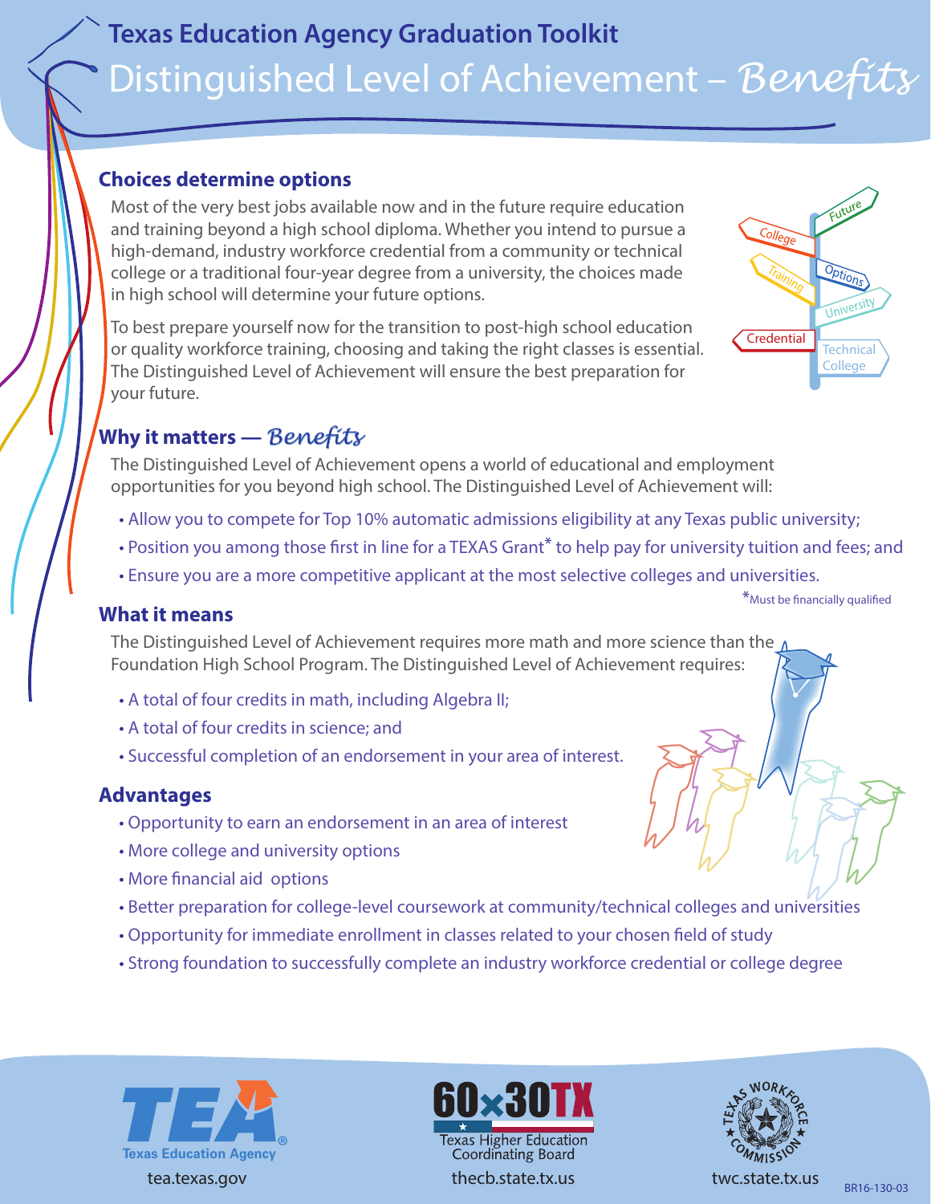# Texas Education Agency Graduation Toolkit

## Distinguished Level of Achievement – *Benefits*

### Choices determine options

Most of the very best jobs available now and in the future require education and training beyond a high school diploma. Whether you intend to pursue a high-demand, industry workforce credential from a community or technical college or a traditional four-year degree from a university, the choices made in high school will determine your future options.

To best prepare yourself now for the transition to post-high school education or quality workforce training, choosing and taking the right classes is essential. The Distinguished Level of Achievement will ensure the best preparation for your future.

### Why it matters — *Benefits*

The Distinguished Level of Achievement opens a world of educational and employment opportunities for you beyond high school. The Distinguished Level of Achievement will:

- Allow you to compete for Top 10% automatic admissions eligibility at any Texas public university;
- Position you among those first in line for a TEXAS Grant* to help pay for university tuition and fees; and
- Ensure you are a more competitive applicant at the most selective colleges and universities.

*Must be financially qualified

### What it means

The Distinguished Level of Achievement requires more math and more science than the Foundation High School Program. The Distinguished Level of Achievement requires:

- A total of four credits in math, including Algebra II;
- A total of four credits in science; and
- Successful completion of an endorsement in your area of interest.

### Advantages

- Opportunity to earn an endorsement in an area of interest
- More college and university options
- More financial aid options
- Better preparation for college-level coursework at community/technical colleges and universities
- Opportunity for immediate enrollment in classes related to your chosen field of study
- Strong foundation to successfully complete an industry workforce credential or college degree

tea.texas.gov | thecb.state.tx.us | twc.state.tx.us

BR16-130-03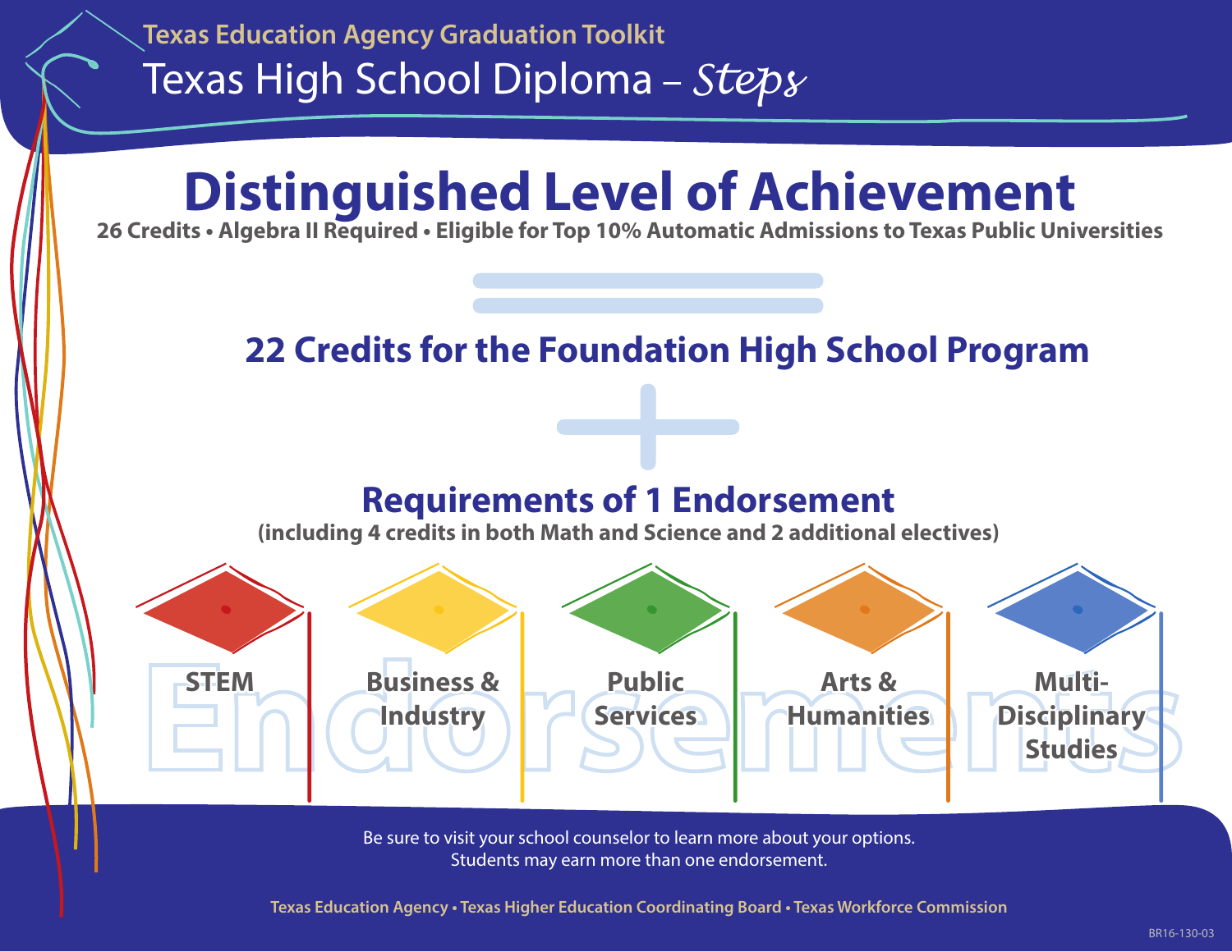Texas Education Agency Graduation Toolkit

# Texas High School Diploma – *Steps*

## Distinguished Level of Achievement

**26 Credits • Algebra II Required • Eligible for Top 10% Automatic Admissions to Texas Public Universities**

=

## 22 Credits for the Foundation High School Program

+

## Requirements of 1 Endorsement

**(including 4 credits in both Math and Science and 2 additional electives)**

### Endorsements

- **STEM**
- **Business & Industry**
- **Public Services**
- **Arts & Humanities**
- **Multi-Disciplinary Studies**

Be sure to visit your school counselor to learn more about your options.
Students may earn more than one endorsement.

Texas Education Agency • Texas Higher Education Coordinating Board • Texas Workforce Commission

BR16-130-03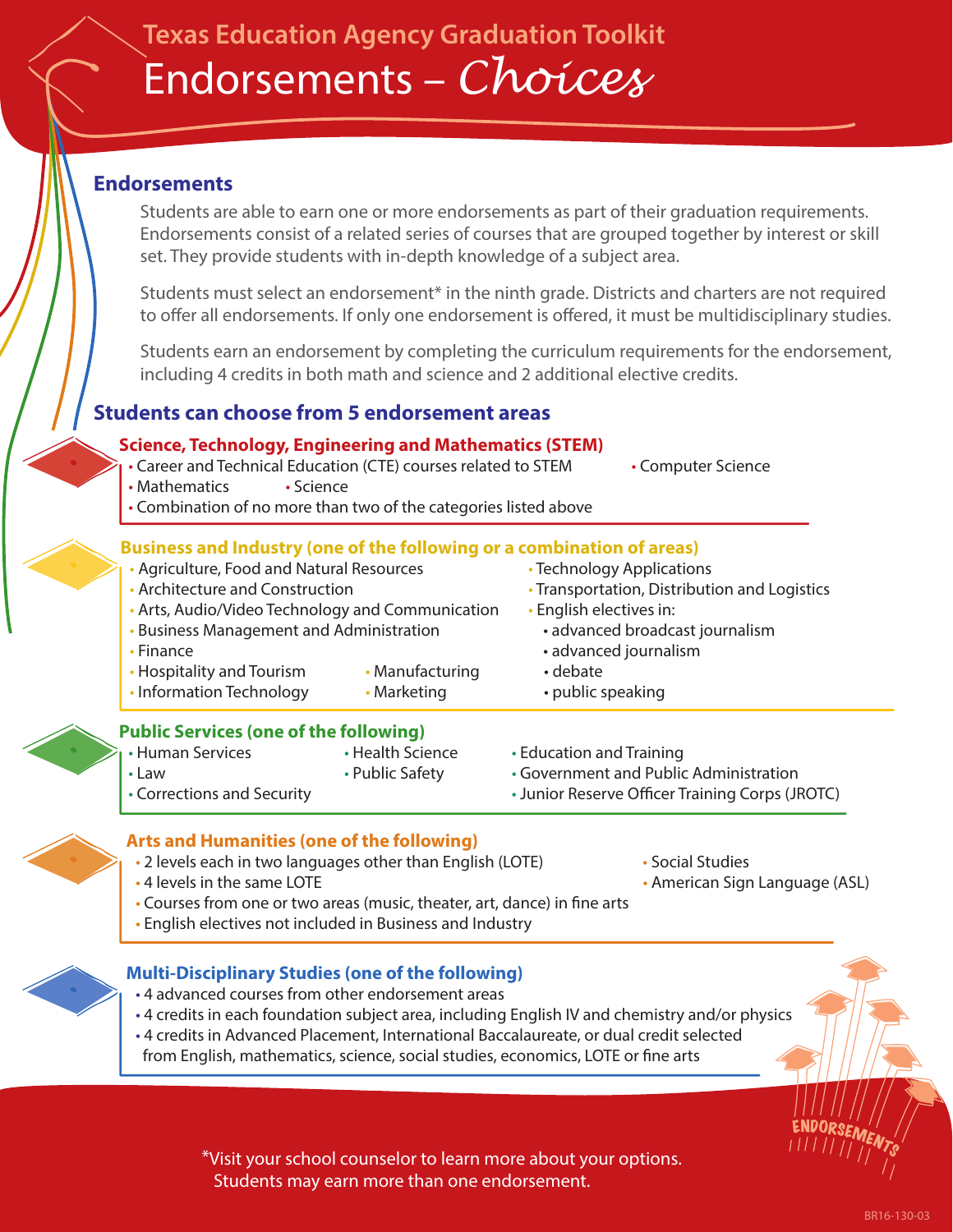Texas Education Agency Graduation Toolkit

# Endorsements – *Choices*

## Endorsements

Students are able to earn one or more endorsements as part of their graduation requirements. Endorsements consist of a related series of courses that are grouped together by interest or skill set. They provide students with in-depth knowledge of a subject area.

Students must select an endorsement* in the ninth grade. Districts and charters are not required to offer all endorsements. If only one endorsement is offered, it must be multidisciplinary studies.

Students earn an endorsement by completing the curriculum requirements for the endorsement, including 4 credits in both math and science and 2 additional elective credits.

## Students can choose from 5 endorsement areas

### Science, Technology, Engineering and Mathematics (STEM)

- Career and Technical Education (CTE) courses related to STEM
- Computer Science
- Mathematics
- Science
- Combination of no more than two of the categories listed above

### Business and Industry (one of the following or a combination of areas)

- Agriculture, Food and Natural Resources
- Architecture and Construction
- Arts, Audio/Video Technology and Communication
- Business Management and Administration
- Finance
- Hospitality and Tourism
- Information Technology
- Manufacturing
- Marketing
- Technology Applications
- Transportation, Distribution and Logistics
- English electives in:
  - advanced broadcast journalism
  - advanced journalism
  - debate
  - public speaking

### Public Services (one of the following)

- Human Services
- Law
- Corrections and Security
- Health Science
- Public Safety
- Education and Training
- Government and Public Administration
- Junior Reserve Officer Training Corps (JROTC)

### Arts and Humanities (one of the following)

- 2 levels each in two languages other than English (LOTE)
- 4 levels in the same LOTE
- Courses from one or two areas (music, theater, art, dance) in fine arts
- English electives not included in Business and Industry
- Social Studies
- American Sign Language (ASL)

### Multi-Disciplinary Studies (one of the following)

- 4 advanced courses from other endorsement areas
- 4 credits in each foundation subject area, including English IV and chemistry and/or physics
- 4 credits in Advanced Placement, International Baccalaureate, or dual credit selected from English, mathematics, science, social studies, economics, LOTE or fine arts

*Visit your school counselor to learn more about your options. Students may earn more than one endorsement.

BR16-130-03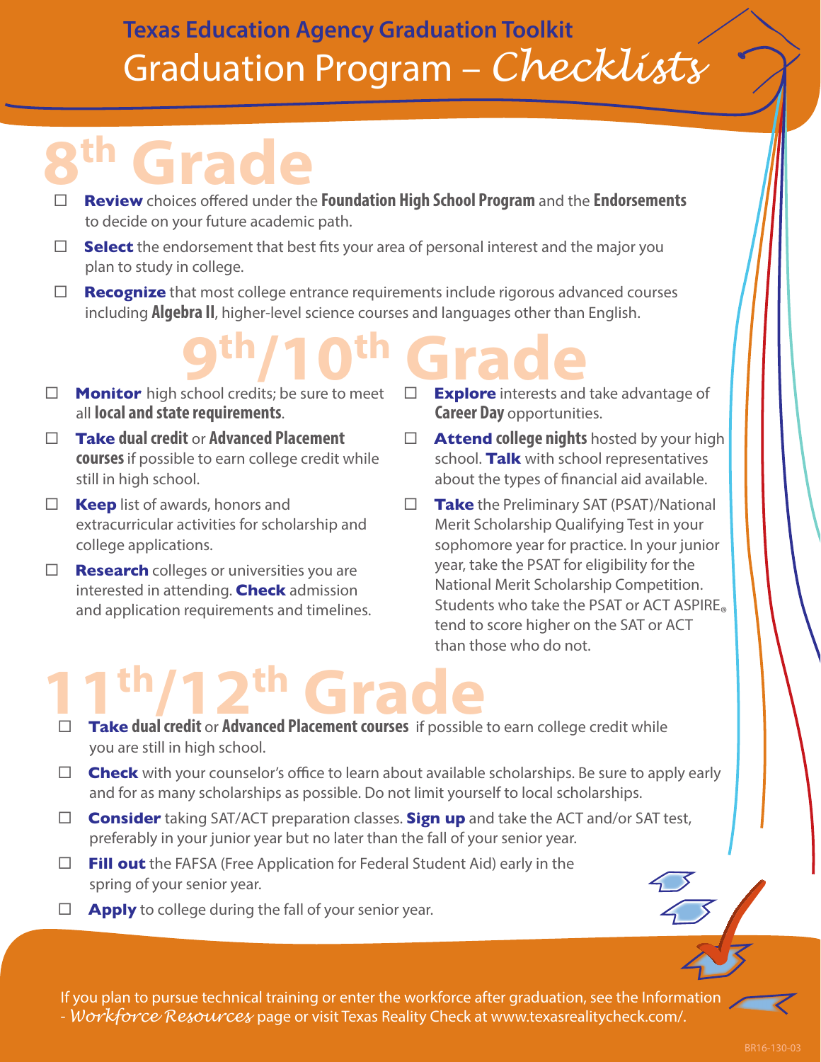**Texas Education Agency Graduation Toolkit**

# Graduation Program – *Checklists*

## 8th Grade

- ☐ **Review** choices offered under the **Foundation High School Program** and the **Endorsements** to decide on your future academic path.
- ☐ **Select** the endorsement that best fits your area of personal interest and the major you plan to study in college.
- ☐ **Recognize** that most college entrance requirements include rigorous advanced courses including **Algebra II**, higher-level science courses and languages other than English.

## 9th/10th Grade

- ☐ **Monitor** high school credits; be sure to meet all **local and state requirements**.
- ☐ **Take dual credit** or **Advanced Placement courses** if possible to earn college credit while still in high school.
- ☐ **Keep** list of awards, honors and extracurricular activities for scholarship and college applications.
- ☐ **Research** colleges or universities you are interested in attending. **Check** admission and application requirements and timelines.
- ☐ **Explore** interests and take advantage of **Career Day** opportunities.
- ☐ **Attend college nights** hosted by your high school. **Talk** with school representatives about the types of financial aid available.
- ☐ **Take** the Preliminary SAT (PSAT)/National Merit Scholarship Qualifying Test in your sophomore year for practice. In your junior year, take the PSAT for eligibility for the National Merit Scholarship Competition. Students who take the PSAT or ACT ASPIRE® tend to score higher on the SAT or ACT than those who do not.

## 11th/12th Grade

- ☐ **Take dual credit** or **Advanced Placement courses** if possible to earn college credit while you are still in high school.
- ☐ **Check** with your counselor's office to learn about available scholarships. Be sure to apply early and for as many scholarships as possible. Do not limit yourself to local scholarships.
- ☐ **Consider** taking SAT/ACT preparation classes. **Sign up** and take the ACT and/or SAT test, preferably in your junior year but no later than the fall of your senior year.
- ☐ **Fill out** the FAFSA (Free Application for Federal Student Aid) early in the spring of your senior year.
- ☐ **Apply** to college during the fall of your senior year.

If you plan to pursue technical training or enter the workforce after graduation, see the Information - *Workforce Resources* page or visit Texas Reality Check at www.texasrealitycheck.com/.

BR16-130-03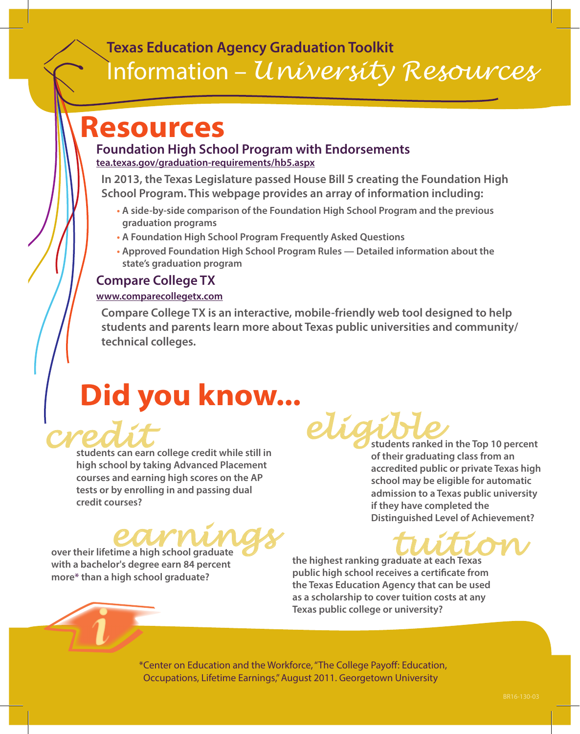**Texas Education Agency Graduation Toolkit**

# Information – *University Resources*

## Resources

### Foundation High School Program with Endorsements

tea.texas.gov/graduation-requirements/hb5.aspx

**In 2013, the Texas Legislature passed House Bill 5 creating the Foundation High School Program. This webpage provides an array of information including:**

- **A side-by-side comparison of the Foundation High School Program and the previous graduation programs**
- **A Foundation High School Program Frequently Asked Questions**
- **Approved Foundation High School Program Rules — Detailed information about the state's graduation program**

### Compare College TX

www.comparecollegetx.com

**Compare College TX is an interactive, mobile-friendly web tool designed to help students and parents learn more about Texas public universities and community/technical colleges.**

## Did you know...

*credit*

**students can earn college credit while still in high school by taking Advanced Placement courses and earning high scores on the AP tests or by enrolling in and passing dual credit courses?**

*eligible*

**students ranked in the Top 10 percent of their graduating class from an accredited public or private Texas high school may be eligible for automatic admission to a Texas public university if they have completed the Distinguished Level of Achievement?**

*earnings*

**over their lifetime a high school graduate with a bachelor's degree earn 84 percent more* than a high school graduate?**

*tuition*

**the highest ranking graduate at each Texas public high school receives a certificate from the Texas Education Agency that can be used as a scholarship to cover tuition costs at any Texas public college or university?**

*Center on Education and the Workforce, "The College Payoff: Education, Occupations, Lifetime Earnings," August 2011. Georgetown University

BR16-130-03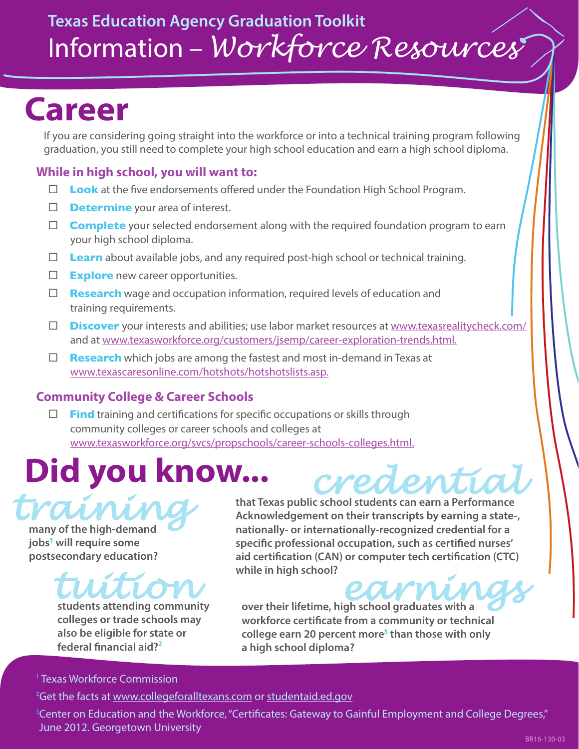# Texas Education Agency Graduation Toolkit

# Information – *Workforce Resources*

## Career

If you are considering going straight into the workforce or into a technical training program following graduation, you still need to complete your high school education and earn a high school diploma.

### While in high school, you will want to:

- ☐ **Look** at the five endorsements offered under the Foundation High School Program.
- ☐ **Determine** your area of interest.
- ☐ **Complete** your selected endorsement along with the required foundation program to earn your high school diploma.
- ☐ **Learn** about available jobs, and any required post-high school or technical training.
- ☐ **Explore** new career opportunities.
- ☐ **Research** wage and occupation information, required levels of education and training requirements.
- ☐ **Discover** your interests and abilities; use labor market resources at www.texasrealitycheck.com/ and at www.texasworkforce.org/customers/jsemp/career-exploration-trends.html.
- ☐ **Research** which jobs are among the fastest and most in-demand in Texas at www.texascaresonline.com/hotshots/hotshotslists.asp.

### Community College & Career Schools

- ☐ **Find** training and certifications for specific occupations or skills through community colleges or career schools and colleges at www.texasworkforce.org/svcs/propschools/career-schools-colleges.html.

## Did you know...

***training***

**many of the high-demand jobs[1] will require some postsecondary education?**

***tuition***

**students attending community colleges or trade schools may also be eligible for state or federal financial aid?[2]**

***credential***

**that Texas public school students can earn a Performance Acknowledgement on their transcripts by earning a state-, nationally- or internationally-recognized credential for a specific professional occupation, such as certified nurses' aid certification (CAN) or computer tech certification (CTC) while in high school?**

***earnings***

**over their lifetime, high school graduates with a workforce certificate from a community or technical college earn 20 percent more[3] than those with only a high school diploma?**

[1] Texas Workforce Commission

[2] Get the facts at www.collegeforalltexans.com or studentaid.ed.gov

[3] Center on Education and the Workforce, "Certificates: Gateway to Gainful Employment and College Degrees," June 2012. Georgetown University

BR16-130-03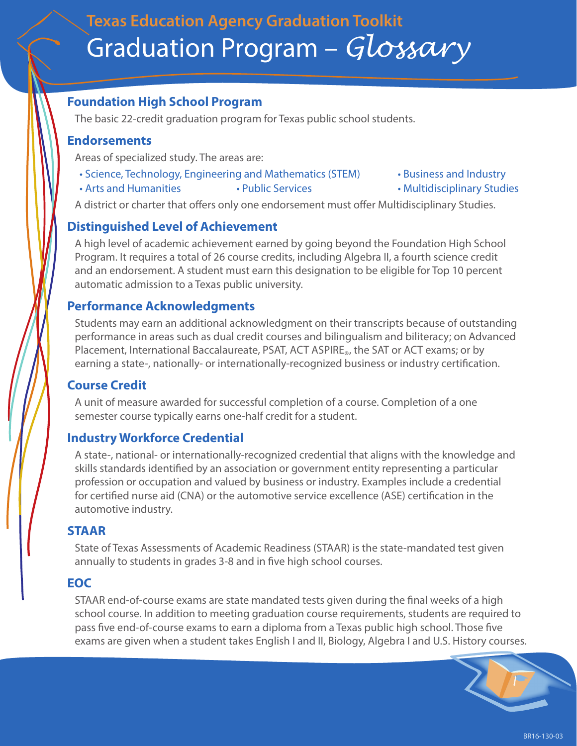Texas Education Agency Graduation Toolkit

# Graduation Program – *Glossary*

## Foundation High School Program

The basic 22-credit graduation program for Texas public school students.

## Endorsements

Areas of specialized study. The areas are:

- Science, Technology, Engineering and Mathematics (STEM)
- Business and Industry
- Arts and Humanities
- Public Services
- Multidisciplinary Studies

A district or charter that offers only one endorsement must offer Multidisciplinary Studies.

## Distinguished Level of Achievement

A high level of academic achievement earned by going beyond the Foundation High School Program. It requires a total of 26 course credits, including Algebra II, a fourth science credit and an endorsement. A student must earn this designation to be eligible for Top 10 percent automatic admission to a Texas public university.

## Performance Acknowledgments

Students may earn an additional acknowledgment on their transcripts because of outstanding performance in areas such as dual credit courses and bilingualism and biliteracy; on Advanced Placement, International Baccalaureate, PSAT, ACT ASPIRE®, the SAT or ACT exams; or by earning a state-, nationally- or internationally-recognized business or industry certification.

## Course Credit

A unit of measure awarded for successful completion of a course. Completion of a one semester course typically earns one-half credit for a student.

## Industry Workforce Credential

A state-, national- or internationally-recognized credential that aligns with the knowledge and skills standards identified by an association or government entity representing a particular profession or occupation and valued by business or industry. Examples include a credential for certified nurse aid (CNA) or the automotive service excellence (ASE) certification in the automotive industry.

## STAAR

State of Texas Assessments of Academic Readiness (STAAR) is the state-mandated test given annually to students in grades 3-8 and in five high school courses.

## EOC

STAAR end-of-course exams are state mandated tests given during the final weeks of a high school course. In addition to meeting graduation course requirements, students are required to pass five end-of-course exams to earn a diploma from a Texas public high school. Those five exams are given when a student takes English I and II, Biology, Algebra I and U.S. History courses.

BR16-130-03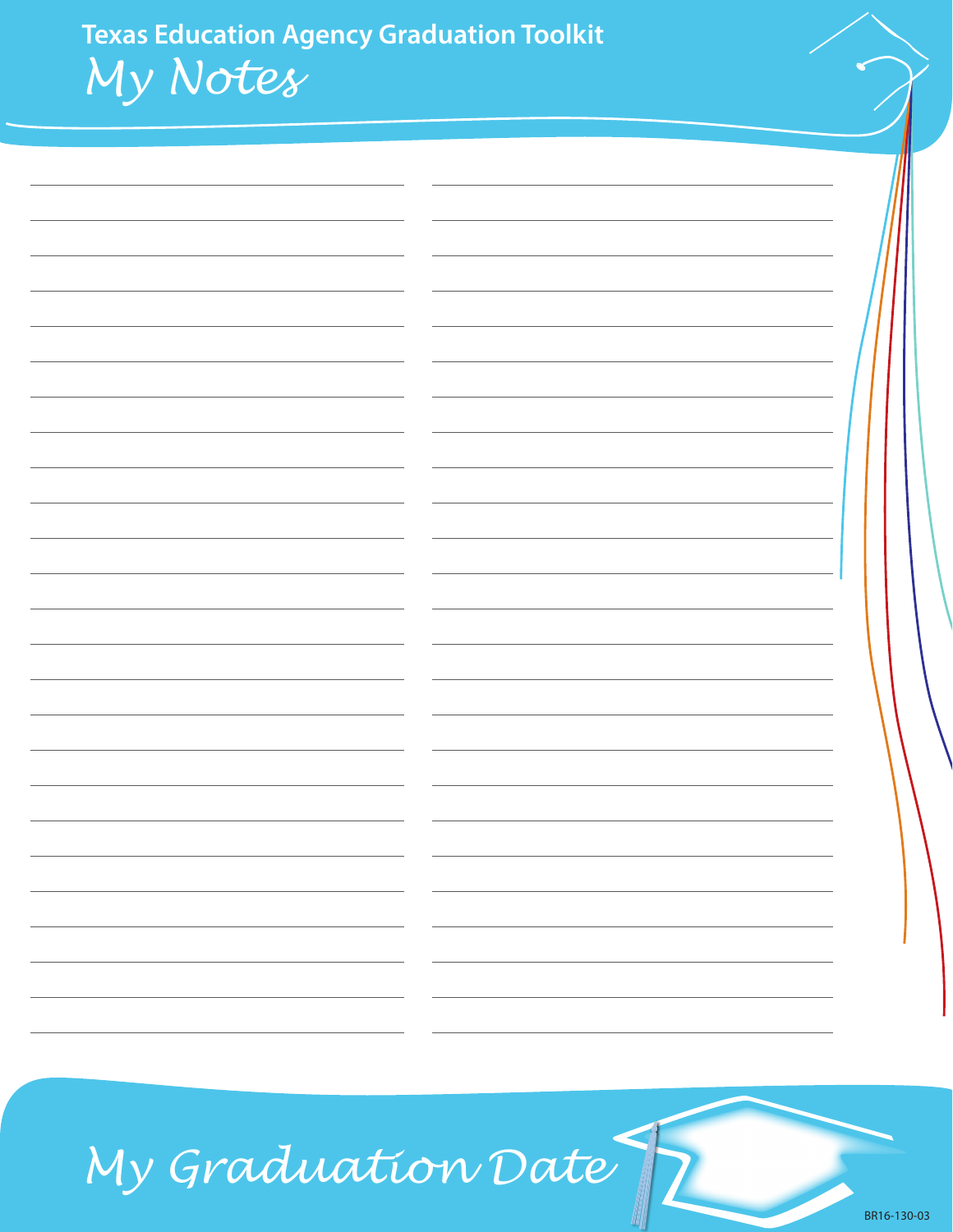Texas Education Agency Graduation Toolkit

# My Notes

# My Graduation Date

BR16-130-03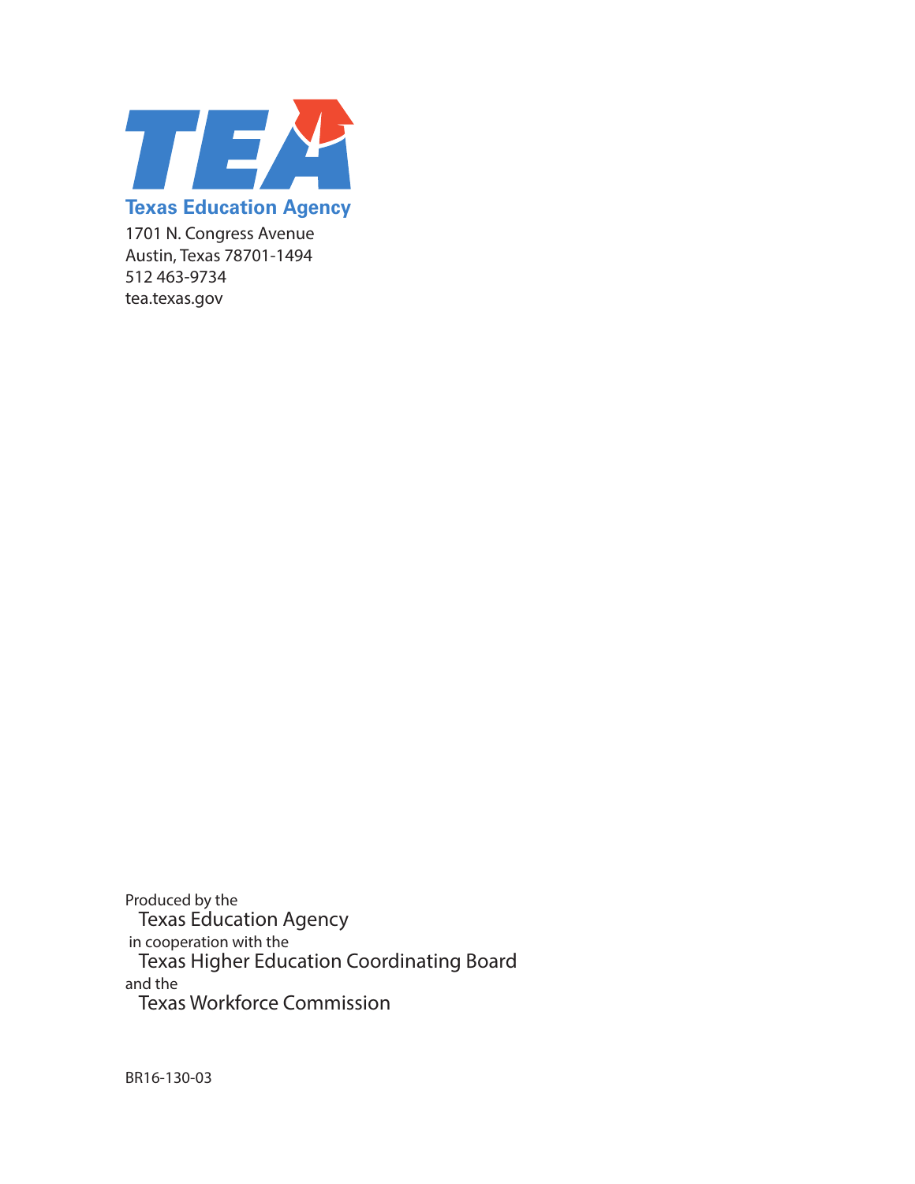TEA

Texas Education Agency

1701 N. Congress Avenue
Austin, Texas 78701-1494
512 463-9734
tea.texas.gov

Produced by the
Texas Education Agency
in cooperation with the
Texas Higher Education Coordinating Board
and the
Texas Workforce Commission

BR16-130-03